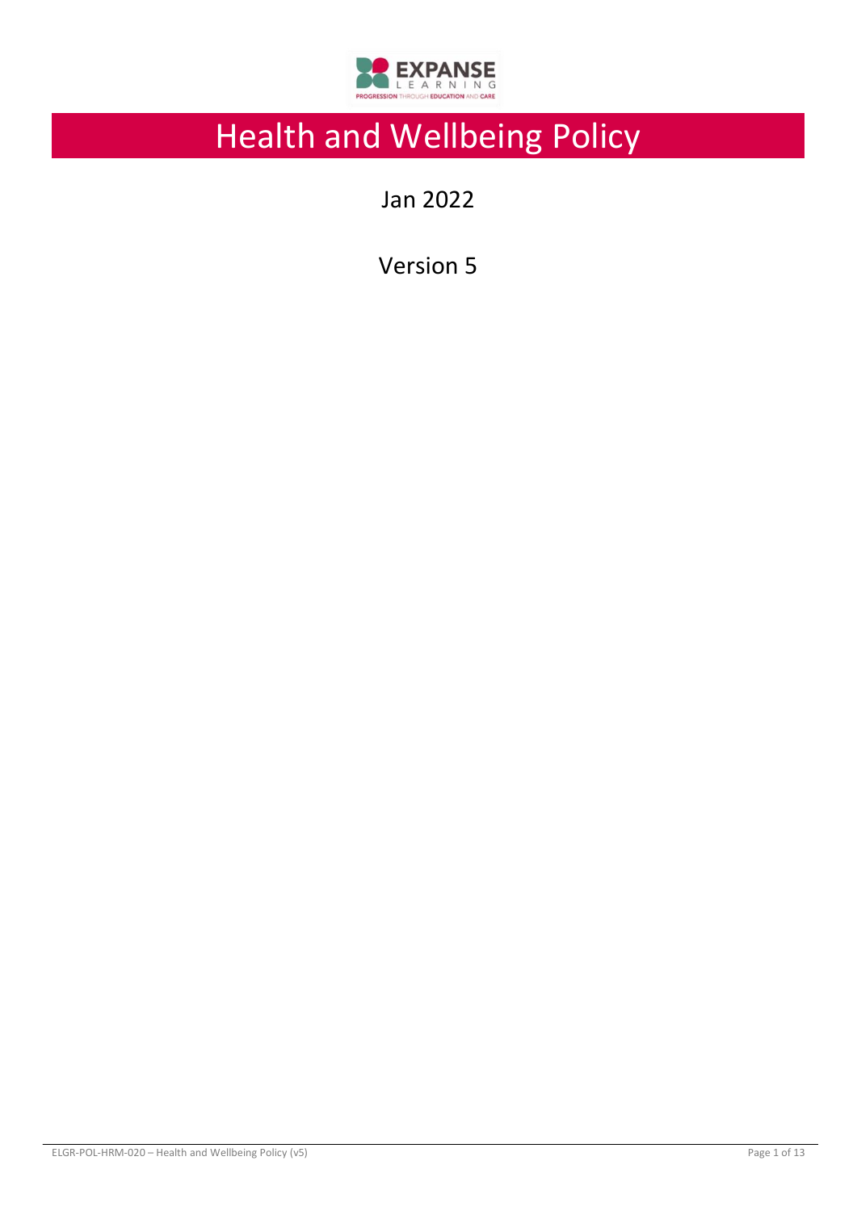EXPANSE LEARNING

PROGRESSION THROUGH EDUCATION AND CARE

# Health and Wellbeing Policy

Jan 2022

Version 5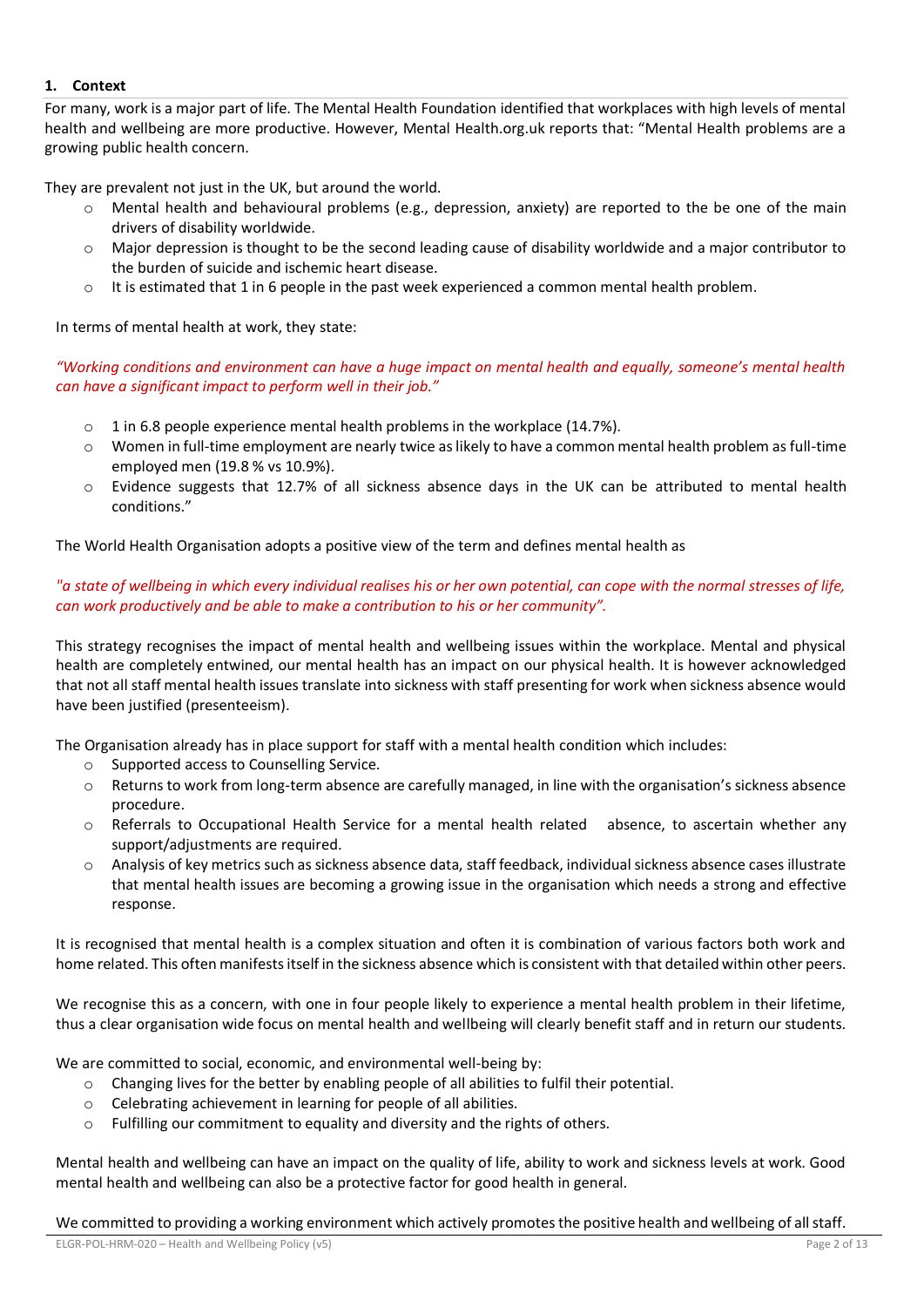## 1. Context

For many, work is a major part of life. The Mental Health Foundation identified that workplaces with high levels of mental health and wellbeing are more productive. However, Mental Health.org.uk reports that: "Mental Health problems are a growing public health concern.

They are prevalent not just in the UK, but around the world.

- Mental health and behavioural problems (e.g., depression, anxiety) are reported to the be one of the main drivers of disability worldwide.
- Major depression is thought to be the second leading cause of disability worldwide and a major contributor to the burden of suicide and ischemic heart disease.
- It is estimated that 1 in 6 people in the past week experienced a common mental health problem.

In terms of mental health at work, they state:

*"Working conditions and environment can have a huge impact on mental health and equally, someone's mental health can have a significant impact to perform well in their job."*

- 1 in 6.8 people experience mental health problems in the workplace (14.7%).
- Women in full-time employment are nearly twice as likely to have a common mental health problem as full-time employed men (19.8 % vs 10.9%).
- Evidence suggests that 12.7% of all sickness absence days in the UK can be attributed to mental health conditions."

The World Health Organisation adopts a positive view of the term and defines mental health as

*"a state of wellbeing in which every individual realises his or her own potential, can cope with the normal stresses of life, can work productively and be able to make a contribution to his or her community".*

This strategy recognises the impact of mental health and wellbeing issues within the workplace. Mental and physical health are completely entwined, our mental health has an impact on our physical health. It is however acknowledged that not all staff mental health issues translate into sickness with staff presenting for work when sickness absence would have been justified (presenteeism).

The Organisation already has in place support for staff with a mental health condition which includes:

- Supported access to Counselling Service.
- Returns to work from long-term absence are carefully managed, in line with the organisation's sickness absence procedure.
- Referrals to Occupational Health Service for a mental health related absence, to ascertain whether any support/adjustments are required.
- Analysis of key metrics such as sickness absence data, staff feedback, individual sickness absence cases illustrate that mental health issues are becoming a growing issue in the organisation which needs a strong and effective response.

It is recognised that mental health is a complex situation and often it is combination of various factors both work and home related. This often manifests itself in the sickness absence which is consistent with that detailed within other peers.

We recognise this as a concern, with one in four people likely to experience a mental health problem in their lifetime, thus a clear organisation wide focus on mental health and wellbeing will clearly benefit staff and in return our students.

We are committed to social, economic, and environmental well-being by:

- Changing lives for the better by enabling people of all abilities to fulfil their potential.
- Celebrating achievement in learning for people of all abilities.
- Fulfilling our commitment to equality and diversity and the rights of others.

Mental health and wellbeing can have an impact on the quality of life, ability to work and sickness levels at work. Good mental health and wellbeing can also be a protective factor for good health in general.

We committed to providing a working environment which actively promotes the positive health and wellbeing of all staff.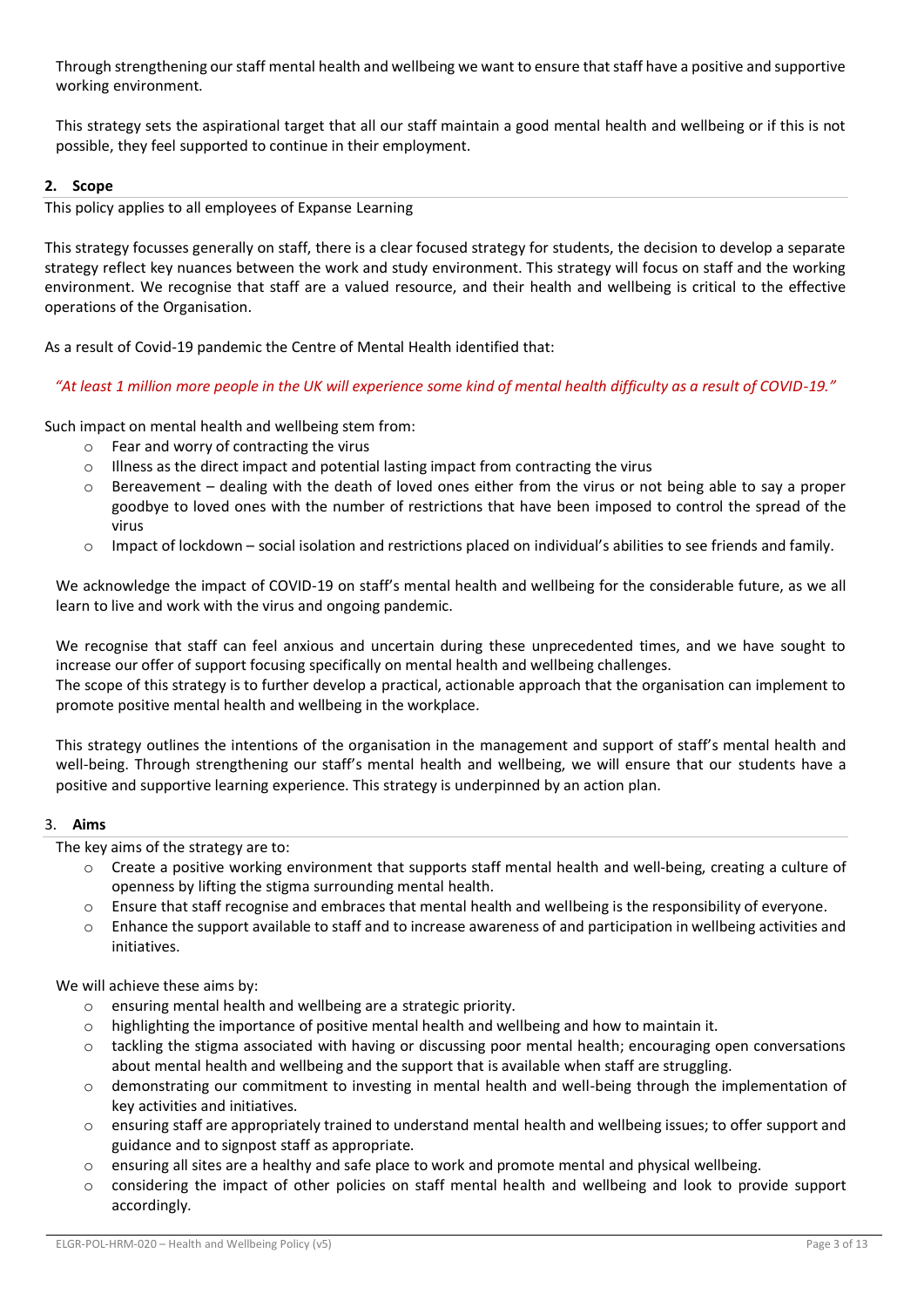Through strengthening our staff mental health and wellbeing we want to ensure that staff have a positive and supportive working environment.

This strategy sets the aspirational target that all our staff maintain a good mental health and wellbeing or if this is not possible, they feel supported to continue in their employment.

## 2. Scope

This policy applies to all employees of Expanse Learning

This strategy focusses generally on staff, there is a clear focused strategy for students, the decision to develop a separate strategy reflect key nuances between the work and study environment. This strategy will focus on staff and the working environment. We recognise that staff are a valued resource, and their health and wellbeing is critical to the effective operations of the Organisation.

As a result of Covid-19 pandemic the Centre of Mental Health identified that:

*"At least 1 million more people in the UK will experience some kind of mental health difficulty as a result of COVID-19."*

Such impact on mental health and wellbeing stem from:

- Fear and worry of contracting the virus
- Illness as the direct impact and potential lasting impact from contracting the virus
- Bereavement – dealing with the death of loved ones either from the virus or not being able to say a proper goodbye to loved ones with the number of restrictions that have been imposed to control the spread of the virus
- Impact of lockdown – social isolation and restrictions placed on individual's abilities to see friends and family.

We acknowledge the impact of COVID-19 on staff's mental health and wellbeing for the considerable future, as we all learn to live and work with the virus and ongoing pandemic.

We recognise that staff can feel anxious and uncertain during these unprecedented times, and we have sought to increase our offer of support focusing specifically on mental health and wellbeing challenges.
The scope of this strategy is to further develop a practical, actionable approach that the organisation can implement to promote positive mental health and wellbeing in the workplace.

This strategy outlines the intentions of the organisation in the management and support of staff's mental health and well-being. Through strengthening our staff's mental health and wellbeing, we will ensure that our students have a positive and supportive learning experience. This strategy is underpinned by an action plan.

## 3. Aims

The key aims of the strategy are to:

- Create a positive working environment that supports staff mental health and well-being, creating a culture of openness by lifting the stigma surrounding mental health.
- Ensure that staff recognise and embraces that mental health and wellbeing is the responsibility of everyone.
- Enhance the support available to staff and to increase awareness of and participation in wellbeing activities and initiatives.

We will achieve these aims by:

- ensuring mental health and wellbeing are a strategic priority.
- highlighting the importance of positive mental health and wellbeing and how to maintain it.
- tackling the stigma associated with having or discussing poor mental health; encouraging open conversations about mental health and wellbeing and the support that is available when staff are struggling.
- demonstrating our commitment to investing in mental health and well-being through the implementation of key activities and initiatives.
- ensuring staff are appropriately trained to understand mental health and wellbeing issues; to offer support and guidance and to signpost staff as appropriate.
- ensuring all sites are a healthy and safe place to work and promote mental and physical wellbeing.
- considering the impact of other policies on staff mental health and wellbeing and look to provide support accordingly.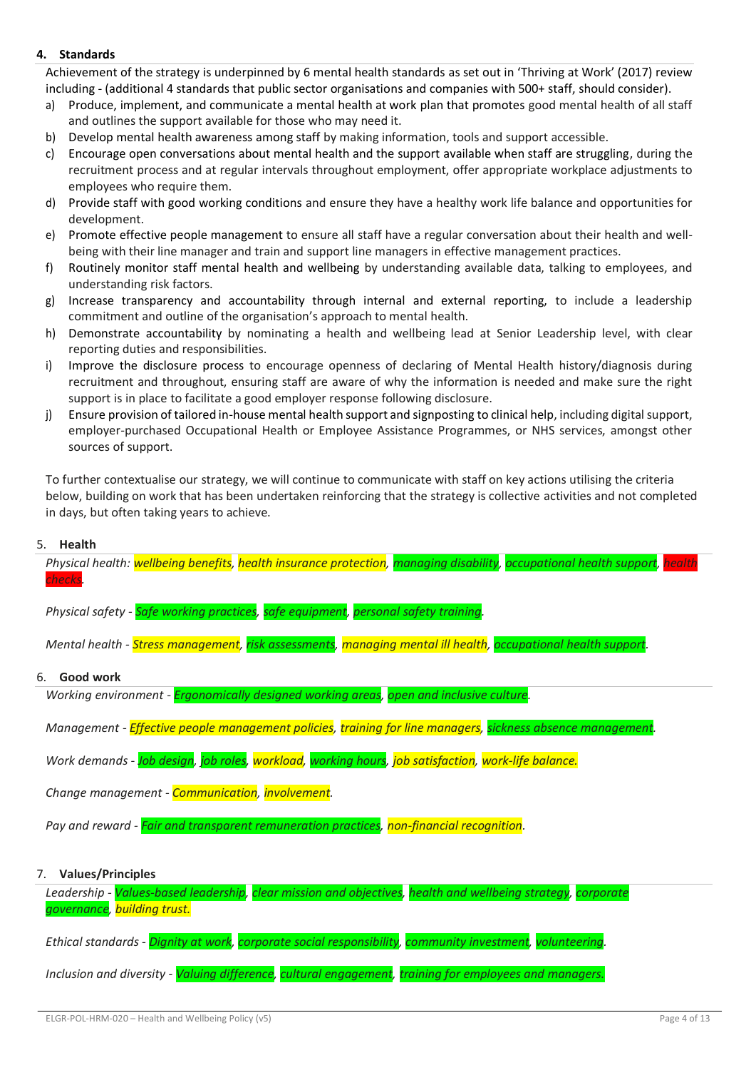## 4. Standards

Achievement of the strategy is underpinned by 6 mental health standards as set out in 'Thriving at Work' (2017) review including - (additional 4 standards that public sector organisations and companies with 500+ staff, should consider).

a) Produce, implement, and communicate a mental health at work plan that promotes good mental health of all staff and outlines the support available for those who may need it.
b) Develop mental health awareness among staff by making information, tools and support accessible.
c) Encourage open conversations about mental health and the support available when staff are struggling, during the recruitment process and at regular intervals throughout employment, offer appropriate workplace adjustments to employees who require them.
d) Provide staff with good working conditions and ensure they have a healthy work life balance and opportunities for development.
e) Promote effective people management to ensure all staff have a regular conversation about their health and well-being with their line manager and train and support line managers in effective management practices.
f) Routinely monitor staff mental health and wellbeing by understanding available data, talking to employees, and understanding risk factors.
g) Increase transparency and accountability through internal and external reporting, to include a leadership commitment and outline of the organisation's approach to mental health.
h) Demonstrate accountability by nominating a health and wellbeing lead at Senior Leadership level, with clear reporting duties and responsibilities.
i) Improve the disclosure process to encourage openness of declaring of Mental Health history/diagnosis during recruitment and throughout, ensuring staff are aware of why the information is needed and make sure the right support is in place to facilitate a good employer response following disclosure.
j) Ensure provision of tailored in-house mental health support and signposting to clinical help, including digital support, employer-purchased Occupational Health or Employee Assistance Programmes, or NHS services, amongst other sources of support.

To further contextualise our strategy, we will continue to communicate with staff on key actions utilising the criteria below, building on work that has been undertaken reinforcing that the strategy is collective activities and not completed in days, but often taking years to achieve.

## 5. Health

*Physical health: wellbeing benefits, health insurance protection, managing disability, occupational health support, health checks.*

*Physical safety - Safe working practices, safe equipment, personal safety training.*

*Mental health - Stress management, risk assessments, managing mental ill health, occupational health support.*

## 6. Good work

*Working environment - Ergonomically designed working areas, open and inclusive culture.*

*Management - Effective people management policies, training for line managers, sickness absence management.*

*Work demands - Job design, job roles, workload, working hours, job satisfaction, work-life balance.*

*Change management - Communication, involvement.*

*Pay and reward - Fair and transparent remuneration practices, non-financial recognition.*

## 7. Values/Principles

*Leadership - Values-based leadership, clear mission and objectives, health and wellbeing strategy, corporate governance, building trust.*

*Ethical standards - Dignity at work, corporate social responsibility, community investment, volunteering.*

*Inclusion and diversity - Valuing difference, cultural engagement, training for employees and managers.*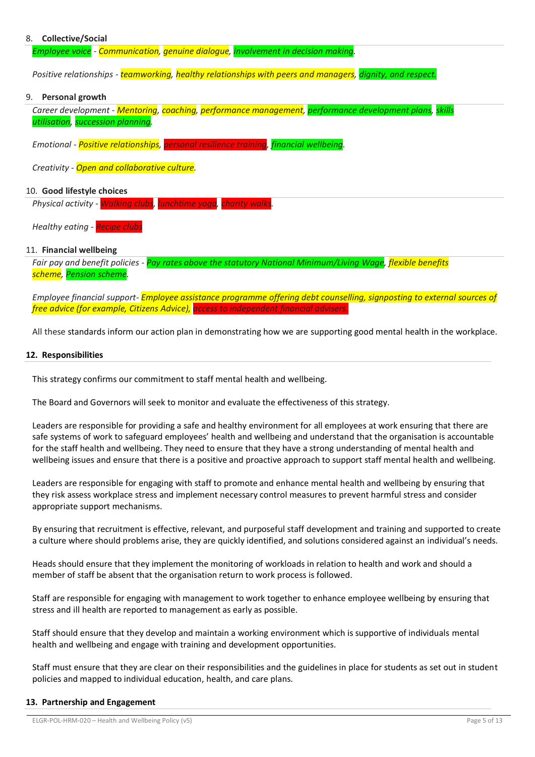8. **Collective/Social**

*Employee voice - Communication, genuine dialogue, involvement in decision making.*

*Positive relationships - teamworking, healthy relationships with peers and managers, dignity, and respect.*

9. **Personal growth**

*Career development - Mentoring, coaching, performance management, performance development plans, skills utilisation, succession planning.*

*Emotional - Positive relationships, personal resilience training, financial wellbeing.*

*Creativity - Open and collaborative culture.*

10. **Good lifestyle choices**

*Physical activity - Walking clubs, lunchtime yoga, charity walks.*

*Healthy eating - Recipe clubs*

11. **Financial wellbeing**

*Fair pay and benefit policies - Pay rates above the statutory National Minimum/Living Wage, flexible benefits scheme, Pension scheme.*

*Employee financial support- Employee assistance programme offering debt counselling, signposting to external sources of free advice (for example, Citizens Advice), access to independent financial advisers.*

All these standards inform our action plan in demonstrating how we are supporting good mental health in the workplace.

## 12. Responsibilities

This strategy confirms our commitment to staff mental health and wellbeing.

The Board and Governors will seek to monitor and evaluate the effectiveness of this strategy.

Leaders are responsible for providing a safe and healthy environment for all employees at work ensuring that there are safe systems of work to safeguard employees' health and wellbeing and understand that the organisation is accountable for the staff health and wellbeing. They need to ensure that they have a strong understanding of mental health and wellbeing issues and ensure that there is a positive and proactive approach to support staff mental health and wellbeing.

Leaders are responsible for engaging with staff to promote and enhance mental health and wellbeing by ensuring that they risk assess workplace stress and implement necessary control measures to prevent harmful stress and consider appropriate support mechanisms.

By ensuring that recruitment is effective, relevant, and purposeful staff development and training and supported to create a culture where should problems arise, they are quickly identified, and solutions considered against an individual's needs.

Heads should ensure that they implement the monitoring of workloads in relation to health and work and should a member of staff be absent that the organisation return to work process is followed.

Staff are responsible for engaging with management to work together to enhance employee wellbeing by ensuring that stress and ill health are reported to management as early as possible.

Staff should ensure that they develop and maintain a working environment which is supportive of individuals mental health and wellbeing and engage with training and development opportunities.

Staff must ensure that they are clear on their responsibilities and the guidelines in place for students as set out in student policies and mapped to individual education, health, and care plans.

## 13. Partnership and Engagement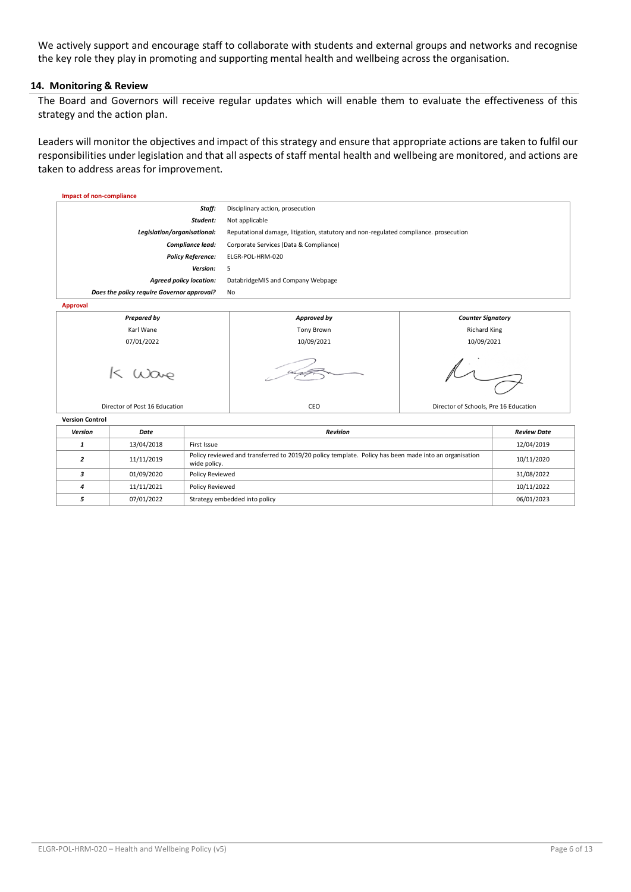We actively support and encourage staff to collaborate with students and external groups and networks and recognise the key role they play in promoting and supporting mental health and wellbeing across the organisation.

## 14. Monitoring & Review

The Board and Governors will receive regular updates which will enable them to evaluate the effectiveness of this strategy and the action plan.

Leaders will monitor the objectives and impact of this strategy and ensure that appropriate actions are taken to fulfil our responsibilities under legislation and that all aspects of staff mental health and wellbeing are monitored, and actions are taken to address areas for improvement.

**Impact of non-compliance**

| | |
|---|---|
| ***Staff:*** | Disciplinary action, prosecution |
| ***Student:*** | Not applicable |
| ***Legislation/organisational:*** | Reputational damage, litigation, statutory and non-regulated compliance. prosecution |
| ***Compliance lead:*** | Corporate Services (Data & Compliance) |
| ***Policy Reference:*** | ELGR-POL-HRM-020 |
| ***Version:*** | 5 |
| ***Agreed policy location:*** | DatabridgeMIS and Company Webpage |
| ***Does the policy require Governor approval?*** | No |

**Approval**

| ***Prepared by*** | ***Approved by*** | ***Counter Signatory*** |
|---|---|---|
| Karl Wane | Tony Brown | Richard King |
| 07/01/2022 | 10/09/2021 | 10/09/2021 |
| K Wane | [signature] | [signature] |
| Director of Post 16 Education | CEO | Director of Schools, Pre 16 Education |

**Version Control**

| *Version* | *Date* | *Revision* | *Review Date* |
|---|---|---|---|
| *1* | 13/04/2018 | First Issue | 12/04/2019 |
| *2* | 11/11/2019 | Policy reviewed and transferred to 2019/20 policy template. Policy has been made into an organisation wide policy. | 10/11/2020 |
| *3* | 01/09/2020 | Policy Reviewed | 31/08/2022 |
| *4* | 11/11/2021 | Policy Reviewed | 10/11/2022 |
| *5* | 07/01/2022 | Strategy embedded into policy | 06/01/2023 |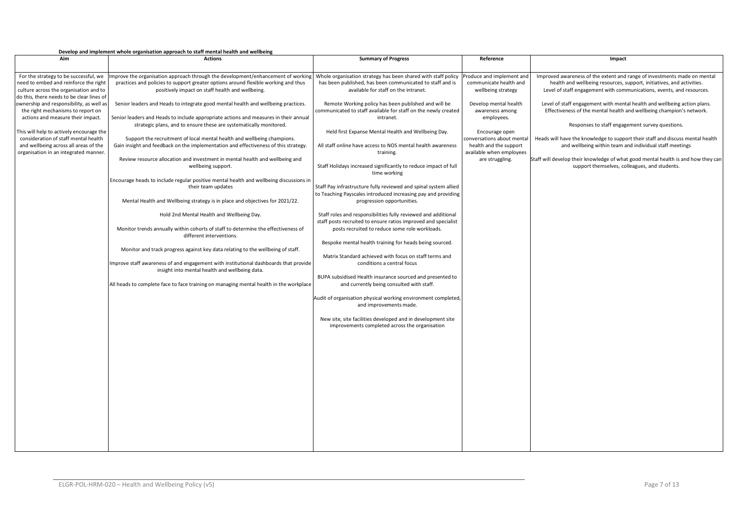**Develop and implement whole organisation approach to staff mental health and wellbeing**

| Aim | Actions | Summary of Progress | Reference | Impact |
|---|---|---|---|---|
| For the strategy to be successful, we need to embed and reinforce the right culture across the organisation and to do this, there needs to be clear lines of ownership and responsibility, as well as the right mechanisms to report on actions and measure their impact.<br><br>This will help to actively encourage the consideration of staff mental health and wellbeing across all areas of the organisation in an integrated manner. | Improve the organisation approach through the development/enhancement of working practices and policies to support greater options around flexible working and thus positively impact on staff health and wellbeing.<br><br>Senior leaders and Heads to integrate good mental health and wellbeing practices.<br><br>Senior leaders and Heads to include appropriate actions and measures in their annual strategic plans, and to ensure these are systematically monitored.<br><br>Support the recruitment of local mental health and wellbeing champions.<br>Gain insight and feedback on the implementation and effectiveness of this strategy.<br><br>Review resource allocation and investment in mental health and wellbeing and wellbeing support.<br><br>Encourage heads to include regular positive mental health and wellbeing discussions in their team updates<br><br>Mental Health and Wellbeing strategy is in place and objectives for 2021/22.<br><br>Hold 2nd Mental Health and Wellbeing Day.<br><br>Monitor trends annually within cohorts of staff to determine the effectiveness of different interventions.<br><br>Monitor and track progress against key data relating to the wellbeing of staff.<br><br>Improve staff awareness of and engagement with institutional dashboards that provide insight into mental health and wellbeing data.<br><br>All heads to complete face to face training on managing mental health in the workplace | Whole organisation strategy has been shared with staff policy has been published, has been communicated to staff and is available for staff on the intranet.<br><br>Remote Working policy has been published and will be communicated to staff available for staff on the newly created intranet.<br><br>Held first Expanse Mental Health and Wellbeing Day.<br><br>All staff online have access to NOS mental health awareness training.<br><br>Staff Holidays increased significantly to reduce impact of full time working<br><br>Staff Pay infrastructure fully reviewed and spinal system allied to Teaching Payscales introduced increasing pay and providing progression opportunities.<br><br>Staff roles and responsibilities fully reviewed and additional staff posts recruited to ensure ratios improved and specialist posts recruited to reduce some role workloads.<br><br>Bespoke mental health training for heads being sourced.<br><br>Matrix Standard achieved with focus on staff terms and conditions a central focus<br><br>BUPA subsidised Health insurance sourced and presented to and currently being consulted with staff.<br><br>Audit of organisation physical working environment completed, and improvements made.<br><br>New site, site facilities developed and in development site improvements completed across the organisation | Produce and implement and communicate health and wellbeing strategy<br><br>Develop mental health awareness among employees.<br><br>Encourage open conversations about mental health and the support available when employees are struggling. | Improved awareness of the extent and range of investments made on mental health and wellbeing resources, support, initiatives, and activities.<br>Level of staff engagement with communications, events, and resources.<br><br>Level of staff engagement with mental health and wellbeing action plans.<br>Effectiveness of the mental health and wellbeing champion's network.<br><br>Responses to staff engagement survey questions.<br><br>Heads will have the knowledge to support their staff and discuss mental health and wellbeing within team and individual staff meetings<br><br>Staff will develop their knowledge of what good mental health is and how they can support themselves, colleagues, and students. |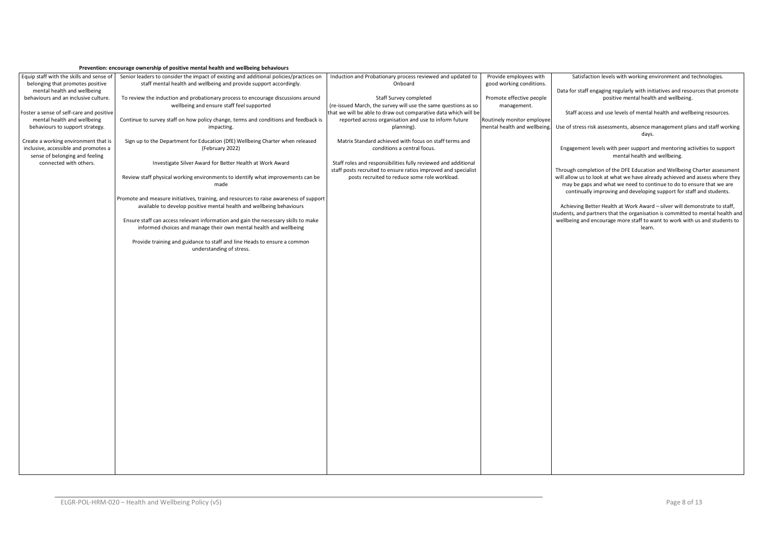**Prevention: encourage ownership of positive mental health and wellbeing behaviours**

| | | | | |
|---|---|---|---|---|
| Equip staff with the skills and sense of belonging that promotes positive mental health and wellbeing behaviours and an inclusive culture.<br><br>Foster a sense of self-care and positive mental health and wellbeing behaviours to support strategy.<br><br>Create a working environment that is inclusive, accessible and promotes a sense of belonging and feeling connected with others. | Senior leaders to consider the impact of existing and additional policies/practices on staff mental health and wellbeing and provide support accordingly.<br><br>To review the induction and probationary process to encourage discussions around wellbeing and ensure staff feel supported<br><br>Continue to survey staff on how policy change, terms and conditions and feedback is impacting.<br><br>Sign up to the Department for Education (DfE) Wellbeing Charter when released (February 2022)<br><br>Investigate Silver Award for Better Health at Work Award<br><br>Review staff physical working environments to identify what improvements can be made<br><br>Promote and measure initiatives, training, and resources to raise awareness of support available to develop positive mental health and wellbeing behaviours<br><br>Ensure staff can access relevant information and gain the necessary skills to make informed choices and manage their own mental health and wellbeing<br><br>Provide training and guidance to staff and line Heads to ensure a common understanding of stress. | Induction and Probationary process reviewed and updated to Onboard<br><br>Staff Survey completed (re-issued March, the survey will use the same questions as so that we will be able to draw out comparative data which will be reported across organisation and use to inform future planning).<br><br>Matrix Standard achieved with focus on staff terms and conditions a central focus.<br><br>Staff roles and responsibilities fully reviewed and additional staff posts recruited to ensure ratios improved and specialist posts recruited to reduce some role workload. | Provide employees with good working conditions.<br><br>Promote effective people management.<br><br>Routinely monitor employee mental health and wellbeing. | Satisfaction levels with working environment and technologies.<br><br>Data for staff engaging regularly with initiatives and resources that promote positive mental health and wellbeing.<br><br>Staff access and use levels of mental health and wellbeing resources.<br><br>Use of stress risk assessments, absence management plans and staff working days.<br><br>Engagement levels with peer support and mentoring activities to support mental health and wellbeing.<br><br>Through completion of the DFE Education and Wellbeing Charter assessment will allow us to look at what we have already achieved and assess where they may be gaps and what we need to continue to do to ensure that we are continually improving and developing support for staff and students.<br><br>Achieving Better Health at Work Award – silver will demonstrate to staff, students, and partners that the organisation is committed to mental health and wellbeing and encourage more staff to want to work with us and students to learn. |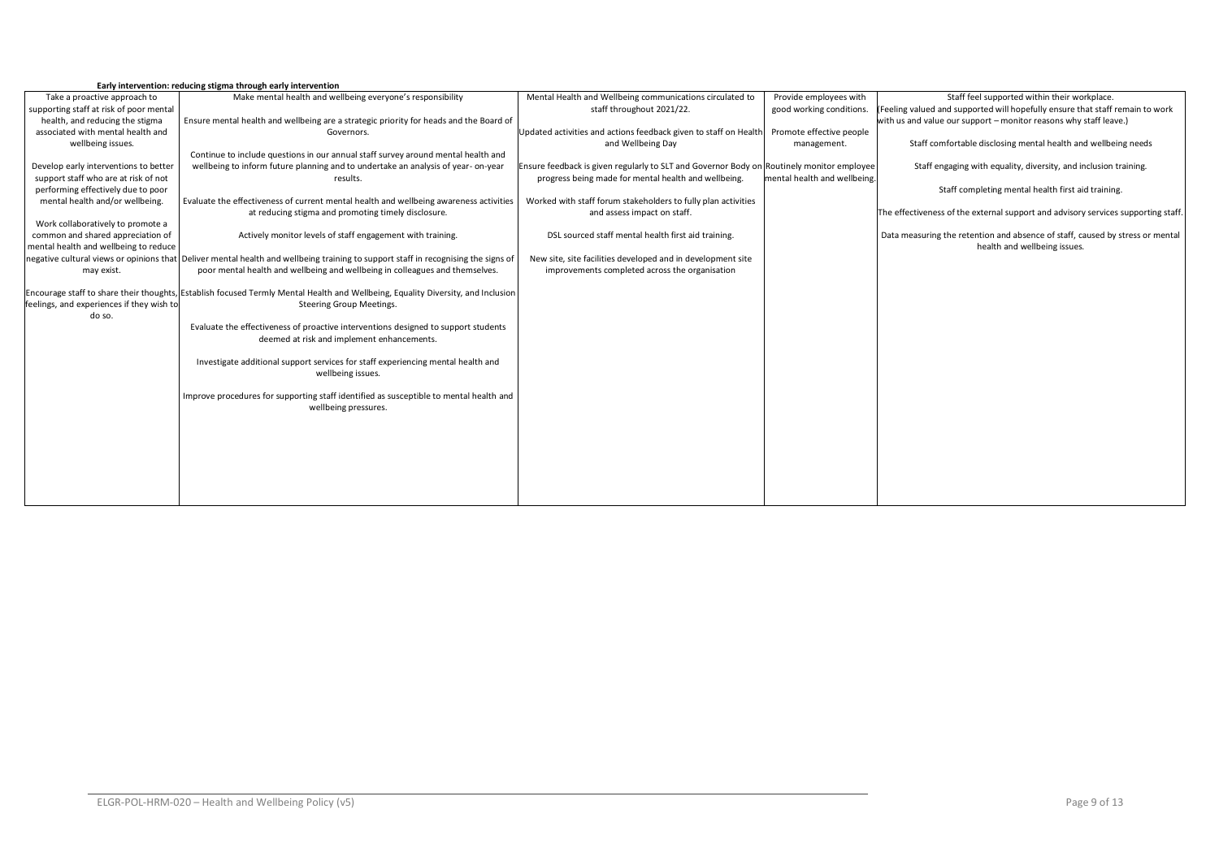**Early intervention: reducing stigma through early intervention**

| | | | | |
|---|---|---|---|---|
| Take a proactive approach to supporting staff at risk of poor mental health, and reducing the stigma associated with mental health and wellbeing issues.<br><br>Develop early interventions to better support staff who are at risk of not performing effectively due to poor mental health and/or wellbeing.<br><br>Work collaboratively to promote a common and shared appreciation of mental health and wellbeing to reduce negative cultural views or opinions that may exist.<br><br>Encourage staff to share their thoughts, feelings, and experiences if they wish to do so. | Make mental health and wellbeing everyone's responsibility<br><br>Ensure mental health and wellbeing are a strategic priority for heads and the Board of Governors.<br><br>Continue to include questions in our annual staff survey around mental health and wellbeing to inform future planning and to undertake an analysis of year- on-year results.<br><br>Evaluate the effectiveness of current mental health and wellbeing awareness activities at reducing stigma and promoting timely disclosure.<br><br>Actively monitor levels of staff engagement with training.<br><br>Deliver mental health and wellbeing training to support staff in recognising the signs of poor mental health and wellbeing and wellbeing in colleagues and themselves.<br><br>Establish focused Termly Mental Health and Wellbeing, Equality Diversity, and Inclusion Steering Group Meetings.<br><br>Evaluate the effectiveness of proactive interventions designed to support students deemed at risk and implement enhancements.<br><br>Investigate additional support services for staff experiencing mental health and wellbeing issues.<br><br>Improve procedures for supporting staff identified as susceptible to mental health and wellbeing pressures. | Mental Health and Wellbeing communications circulated to staff throughout 2021/22.<br><br>Updated activities and actions feedback given to staff on Health and Wellbeing Day<br><br>Ensure feedback is given regularly to SLT and Governor Body on progress being made for mental health and wellbeing.<br><br>Worked with staff forum stakeholders to fully plan activities and assess impact on staff.<br><br>DSL sourced staff mental health first aid training.<br><br>New site, site facilities developed and in development site improvements completed across the organisation | Provide employees with good working conditions.<br><br>Promote effective people management.<br><br>Routinely monitor employee mental health and wellbeing. | Staff feel supported within their workplace.<br>(Feeling valued and supported will hopefully ensure that staff remain to work with us and value our support – monitor reasons why staff leave.)<br><br>Staff comfortable disclosing mental health and wellbeing needs<br><br>Staff engaging with equality, diversity, and inclusion training.<br><br>Staff completing mental health first aid training.<br><br>The effectiveness of the external support and advisory services supporting staff.<br><br>Data measuring the retention and absence of staff, caused by stress or mental health and wellbeing issues. |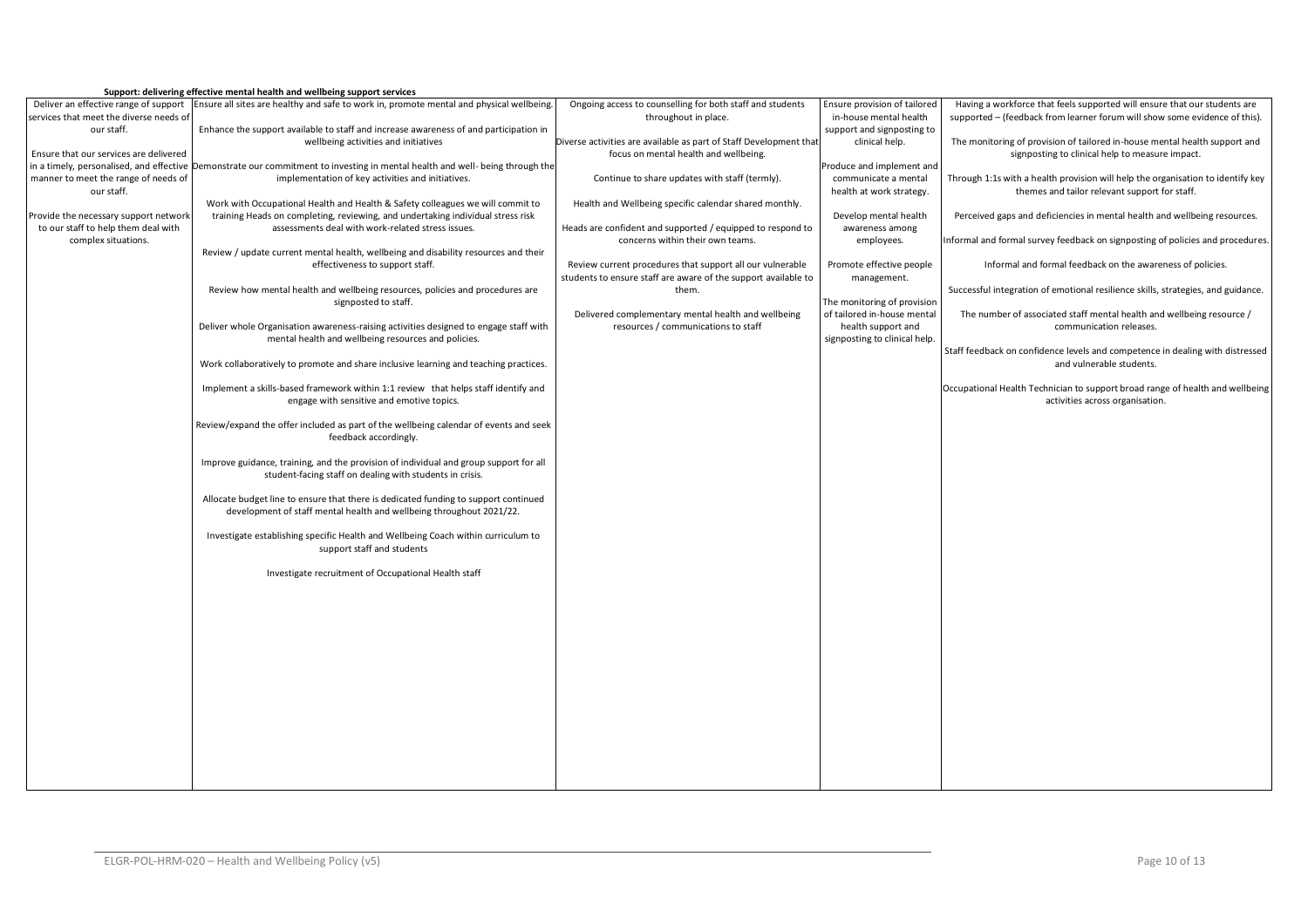**Support: delivering effective mental health and wellbeing support services**

| | | | | |
|---|---|---|---|---|
| Deliver an effective range of support services that meet the diverse needs of our staff.<br><br>Ensure that our services are delivered in a timely, personalised, and effective manner to meet the range of needs of our staff.<br><br>Provide the necessary support network to our staff to help them deal with complex situations. | Ensure all sites are healthy and safe to work in, promote mental and physical wellbeing.<br><br>Enhance the support available to staff and increase awareness of and participation in wellbeing activities and initiatives<br><br>Demonstrate our commitment to investing in mental health and well- being through the implementation of key activities and initiatives.<br><br>Work with Occupational Health and Health & Safety colleagues we will commit to training Heads on completing, reviewing, and undertaking individual stress risk assessments deal with work-related stress issues.<br><br>Review / update current mental health, wellbeing and disability resources and their effectiveness to support staff.<br><br>Review how mental health and wellbeing resources, policies and procedures are signposted to staff.<br><br>Deliver whole Organisation awareness-raising activities designed to engage staff with mental health and wellbeing resources and policies.<br><br>Work collaboratively to promote and share inclusive learning and teaching practices.<br><br>Implement a skills-based framework within 1:1 review that helps staff identify and engage with sensitive and emotive topics.<br><br>Review/expand the offer included as part of the wellbeing calendar of events and seek feedback accordingly.<br><br>Improve guidance, training, and the provision of individual and group support for all student-facing staff on dealing with students in crisis.<br><br>Allocate budget line to ensure that there is dedicated funding to support continued development of staff mental health and wellbeing throughout 2021/22.<br><br>Investigate establishing specific Health and Wellbeing Coach within curriculum to support staff and students<br><br>Investigate recruitment of Occupational Health staff | Ongoing access to counselling for both staff and students throughout in place.<br><br>Diverse activities are available as part of Staff Development that focus on mental health and wellbeing.<br><br>Continue to share updates with staff (termly).<br><br>Health and Wellbeing specific calendar shared monthly.<br><br>Heads are confident and supported / equipped to respond to concerns within their own teams.<br><br>Review current procedures that support all our vulnerable students to ensure staff are aware of the support available to them.<br><br>Delivered complementary mental health and wellbeing resources / communications to staff | Ensure provision of tailored in-house mental health support and signposting to clinical help.<br><br>Produce and implement and communicate a mental health at work strategy.<br><br>Develop mental health awareness among employees.<br><br>Promote effective people management.<br><br>The monitoring of provision of tailored in-house mental health support and signposting to clinical help. | Having a workforce that feels supported will ensure that our students are supported – (feedback from learner forum will show some evidence of this).<br><br>The monitoring of provision of tailored in-house mental health support and signposting to clinical help to measure impact.<br><br>Through 1:1s with a health provision will help the organisation to identify key themes and tailor relevant support for staff.<br><br>Perceived gaps and deficiencies in mental health and wellbeing resources.<br><br>Informal and formal survey feedback on signposting of policies and procedures.<br><br>Informal and formal feedback on the awareness of policies.<br><br>Successful integration of emotional resilience skills, strategies, and guidance.<br><br>The number of associated staff mental health and wellbeing resource / communication releases.<br><br>Staff feedback on confidence levels and competence in dealing with distressed and vulnerable students.<br><br>Occupational Health Technician to support broad range of health and wellbeing activities across organisation. |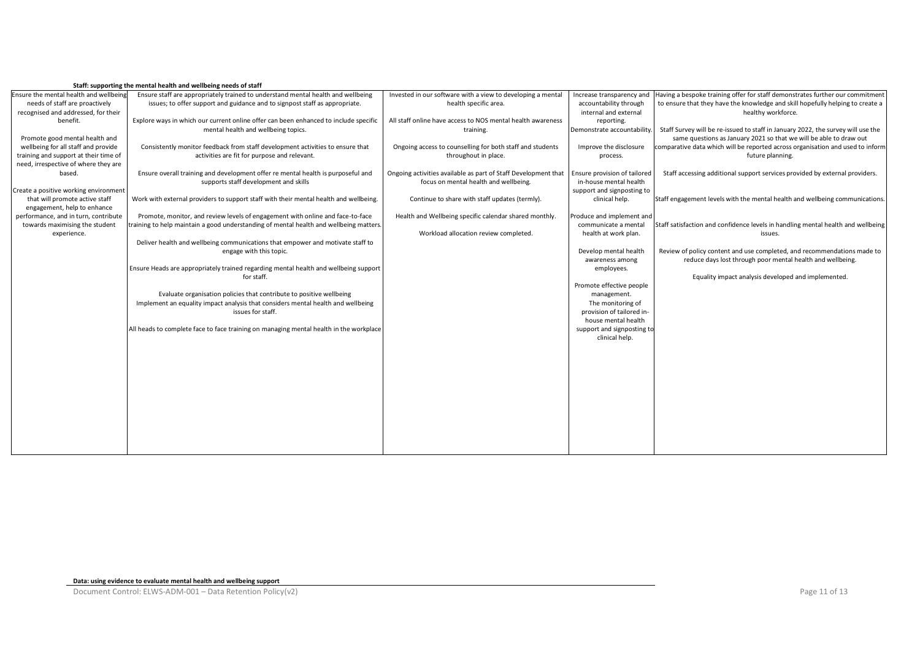**Staff: supporting the mental health and wellbeing needs of staff**

| | | | | |
|---|---|---|---|---|
| Ensure the mental health and wellbeing needs of staff are proactively recognised and addressed, for their benefit.<br><br>Promote good mental health and wellbeing for all staff and provide training and support at their time of need, irrespective of where they are based.<br><br>Create a positive working environment that will promote active staff engagement, help to enhance performance, and in turn, contribute towards maximising the student experience. | Ensure staff are appropriately trained to understand mental health and wellbeing issues; to offer support and guidance and to signpost staff as appropriate.<br><br>Explore ways in which our current online offer can been enhanced to include specific mental health and wellbeing topics.<br><br>Consistently monitor feedback from staff development activities to ensure that activities are fit for purpose and relevant.<br><br>Ensure overall training and development offer re mental health is purposeful and supports staff development and skills<br><br>Work with external providers to support staff with their mental health and wellbeing.<br><br>Promote, monitor, and review levels of engagement with online and face-to-face training to help maintain a good understanding of mental health and wellbeing matters.<br><br>Deliver health and wellbeing communications that empower and motivate staff to engage with this topic.<br><br>Ensure Heads are appropriately trained regarding mental health and wellbeing support for staff.<br><br>Evaluate organisation policies that contribute to positive wellbeing<br>Implement an equality impact analysis that considers mental health and wellbeing issues for staff.<br><br>All heads to complete face to face training on managing mental health in the workplace | Invested in our software with a view to developing a mental health specific area.<br><br>All staff online have access to NOS mental health awareness training.<br><br>Ongoing access to counselling for both staff and students throughout in place.<br><br>Ongoing activities available as part of Staff Development that focus on mental health and wellbeing.<br><br>Continue to share with staff updates (termly).<br><br>Health and Wellbeing specific calendar shared monthly.<br><br>Workload allocation review completed. | Increase transparency and accountability through internal and external reporting.<br>Demonstrate accountability.<br><br>Improve the disclosure process.<br><br>Ensure provision of tailored in-house mental health support and signposting to clinical help.<br><br>Produce and implement and communicate a mental health at work plan.<br><br>Develop mental health awareness among employees.<br><br>Promote effective people management.<br>The monitoring of provision of tailored in-house mental health support and signposting to clinical help. | Having a bespoke training offer for staff demonstrates further our commitment to ensure that they have the knowledge and skill hopefully helping to create a healthy workforce.<br><br>Staff Survey will be re-issued to staff in January 2022, the survey will use the same questions as January 2021 so that we will be able to draw out comparative data which will be reported across organisation and used to inform future planning.<br><br>Staff accessing additional support services provided by external providers.<br><br>Staff engagement levels with the mental health and wellbeing communications.<br><br>Staff satisfaction and confidence levels in handling mental health and wellbeing issues.<br><br>Review of policy content and use completed, and recommendations made to reduce days lost through poor mental health and wellbeing.<br><br>Equality impact analysis developed and implemented. |

**Data: using evidence to evaluate mental health and wellbeing support**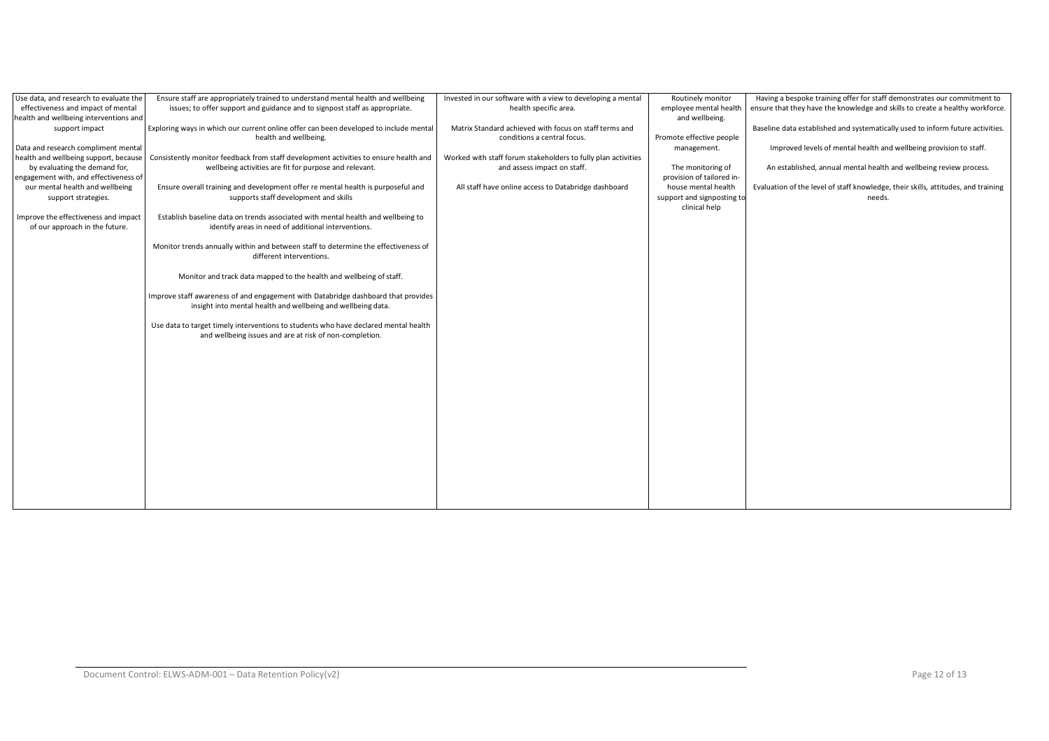| | | | | |
|---|---|---|---|---|
| Use data, and research to evaluate the effectiveness and impact of mental health and wellbeing interventions and support impact<br><br>Data and research compliment mental health and wellbeing support, because by evaluating the demand for, engagement with, and effectiveness of our mental health and wellbeing support strategies.<br><br>Improve the effectiveness and impact of our approach in the future. | Ensure staff are appropriately trained to understand mental health and wellbeing issues; to offer support and guidance and to signpost staff as appropriate.<br><br>Exploring ways in which our current online offer can been developed to include mental health and wellbeing.<br><br>Consistently monitor feedback from staff development activities to ensure health and wellbeing activities are fit for purpose and relevant.<br><br>Ensure overall training and development offer re mental health is purposeful and supports staff development and skills<br><br>Establish baseline data on trends associated with mental health and wellbeing to identify areas in need of additional interventions.<br><br>Monitor trends annually within and between staff to determine the effectiveness of different interventions.<br><br>Monitor and track data mapped to the health and wellbeing of staff.<br><br>Improve staff awareness of and engagement with Databridge dashboard that provides insight into mental health and wellbeing and wellbeing data.<br><br>Use data to target timely interventions to students who have declared mental health and wellbeing issues and are at risk of non-completion. | Invested in our software with a view to developing a mental health specific area.<br><br>Matrix Standard achieved with focus on staff terms and conditions a central focus.<br><br>Worked with staff forum stakeholders to fully plan activities and assess impact on staff.<br><br>All staff have online access to Databridge dashboard | Routinely monitor employee mental health and wellbeing.<br><br>Promote effective people management.<br><br>The monitoring of provision of tailored in-house mental health support and signposting to clinical help | Having a bespoke training offer for staff demonstrates our commitment to ensure that they have the knowledge and skills to create a healthy workforce.<br><br>Baseline data established and systematically used to inform future activities.<br><br>Improved levels of mental health and wellbeing provision to staff.<br><br>An established, annual mental health and wellbeing review process.<br><br>Evaluation of the level of staff knowledge, their skills, attitudes, and training needs. |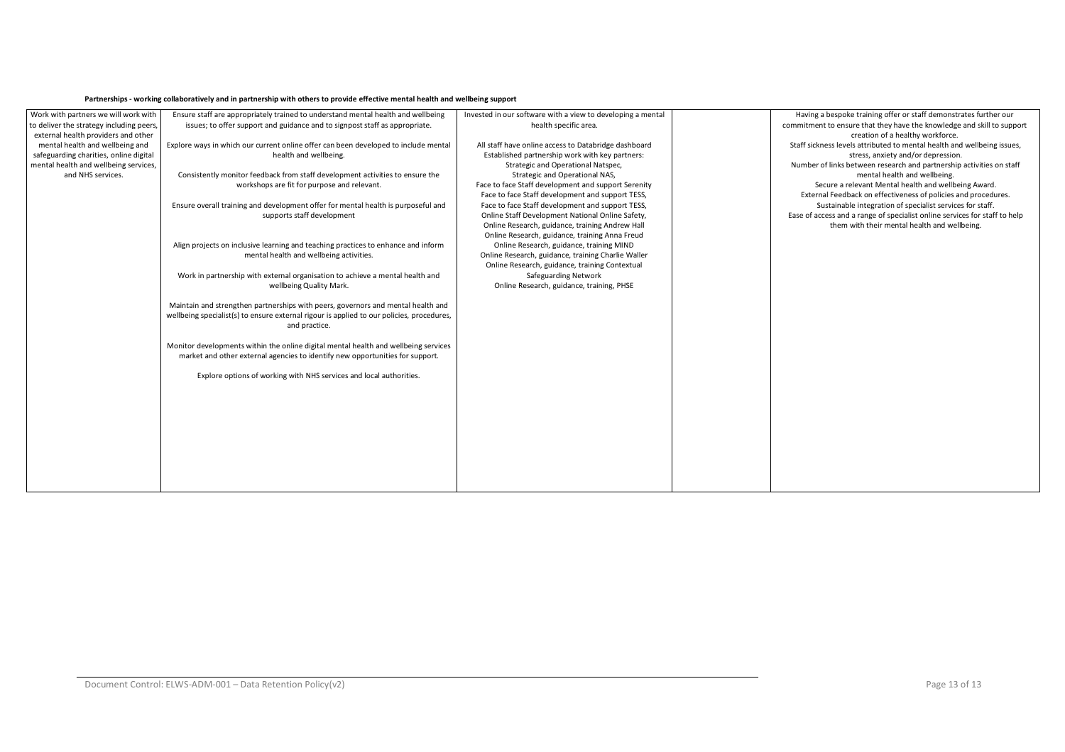**Partnerships - working collaboratively and in partnership with others to provide effective mental health and wellbeing support**

| | | | | |
|---|---|---|---|---|
| Work with partners we will work with to deliver the strategy including peers, external health providers and other mental health and wellbeing and safeguarding charities, online digital mental health and wellbeing services, and NHS services. | Ensure staff are appropriately trained to understand mental health and wellbeing issues; to offer support and guidance and to signpost staff as appropriate.<br><br>Explore ways in which our current online offer can been developed to include mental health and wellbeing.<br><br>Consistently monitor feedback from staff development activities to ensure the workshops are fit for purpose and relevant.<br><br>Ensure overall training and development offer for mental health is purposeful and supports staff development<br><br>Align projects on inclusive learning and teaching practices to enhance and inform mental health and wellbeing activities.<br><br>Work in partnership with external organisation to achieve a mental health and wellbeing Quality Mark.<br><br>Maintain and strengthen partnerships with peers, governors and mental health and wellbeing specialist(s) to ensure external rigour is applied to our policies, procedures, and practice.<br><br>Monitor developments within the online digital mental health and wellbeing services market and other external agencies to identify new opportunities for support.<br><br>Explore options of working with NHS services and local authorities. | Invested in our software with a view to developing a mental health specific area.<br><br>All staff have online access to Databridge dashboard<br>Established partnership work with key partners:<br>Strategic and Operational Natspec,<br>Strategic and Operational NAS,<br>Face to face Staff development and support Serenity<br>Face to face Staff development and support TESS,<br>Face to face Staff development and support TESS,<br>Online Staff Development National Online Safety,<br>Online Research, guidance, training Andrew Hall<br>Online Research, guidance, training Anna Freud<br>Online Research, guidance, training MIND<br>Online Research, guidance, training Charlie Waller<br>Online Research, guidance, training Contextual Safeguarding Network<br>Online Research, guidance, training, PHSE | | Having a bespoke training offer or staff demonstrates further our commitment to ensure that they have the knowledge and skill to support creation of a healthy workforce.<br>Staff sickness levels attributed to mental health and wellbeing issues, stress, anxiety and/or depression.<br>Number of links between research and partnership activities on staff mental health and wellbeing.<br>Secure a relevant Mental health and wellbeing Award.<br>External Feedback on effectiveness of policies and procedures.<br>Sustainable integration of specialist services for staff.<br>Ease of access and a range of specialist online services for staff to help them with their mental health and wellbeing. |

Document Control: ELWS-ADM-001 – Data Retention Policy(v2)